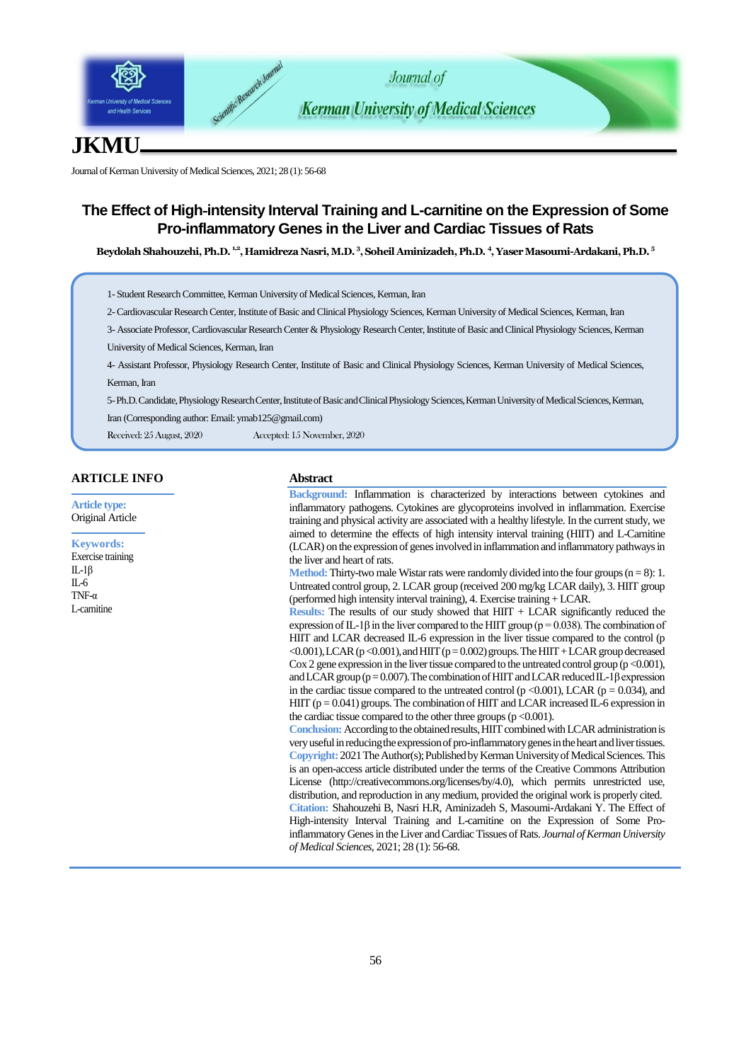# The Effect of High-intensity Interval Training and L-carnitine on the Expression of Some Pro-inflammatory Genes in the Liver and Cardiac Tissues of Rats

**Beydolah Shahouzehi, Ph.D.[1,2], Hamidreza Nasri, M.D.[3], Soheil Aminizadeh, Ph.D.[4], Yaser Masoumi-Ardakani, Ph.D.[5]**

1- Student Research Committee, Kerman University of Medical Sciences, Kerman, Iran

2- Cardiovascular Research Center, Institute of Basic and Clinical Physiology Sciences, Kerman University of Medical Sciences, Kerman, Iran

3- Associate Professor, Cardiovascular Research Center & Physiology Research Center, Institute of Basic and Clinical Physiology Sciences, Kerman University of Medical Sciences, Kerman, Iran

4- Assistant Professor, Physiology Research Center, Institute of Basic and Clinical Physiology Sciences, Kerman University of Medical Sciences, Kerman, Iran

5- Ph.D. Candidate, Physiology Research Center, Institute of Basic and Clinical Physiology Sciences, Kerman University of Medical Sciences, Kerman, Iran (Corresponding author: Email: ymab125@gmail.com)

Received: 25 August, 2020 Accepted: 15 November, 2020

## ARTICLE INFO

**Article type:**
Original Article

**Keywords:**
Exercise training
IL-1β
IL-6
TNF-α
L-carnitine

## Abstract

**Background:** Inflammation is characterized by interactions between cytokines and inflammatory pathogens. Cytokines are glycoproteins involved in inflammation. Exercise training and physical activity are associated with a healthy lifestyle. In the current study, we aimed to determine the effects of high intensity interval training (HIIT) and L-Carnitine (LCAR) on the expression of genes involved in inflammation and inflammatory pathways in the liver and heart of rats.

**Method:** Thirty-two male Wistar rats were randomly divided into the four groups (n = 8): 1. Untreated control group, 2. LCAR group (received 200 mg/kg LCAR daily), 3. HIIT group (performed high intensity interval training), 4. Exercise training + LCAR.

**Results:** The results of our study showed that HIIT + LCAR significantly reduced the expression of IL-1β in the liver compared to the HIIT group (p = 0.038). The combination of HIIT and LCAR decreased IL-6 expression in the liver tissue compared to the control (p <0.001), LCAR (p <0.001), and HIIT (p = 0.002) groups. The HIIT + LCAR group decreased Cox 2 gene expression in the liver tissue compared to the untreated control group (p <0.001), and LCAR group (p = 0.007). The combination of HIIT and LCAR reduced IL-1β expression in the cardiac tissue compared to the untreated control (p <0.001), LCAR (p = 0.034), and HIIT (p = 0.041) groups. The combination of HIIT and LCAR increased IL-6 expression in the cardiac tissue compared to the other three groups (p <0.001).

**Conclusion:** According to the obtained results, HIIT combined with LCAR administration is very useful in reducing the expression of pro-inflammatory genes in the heart and liver tissues.

**Copyright:** 2021 The Author(s); Published by Kerman University of Medical Sciences. This is an open-access article distributed under the terms of the Creative Commons Attribution License (http://creativecommons.org/licenses/by/4.0), which permits unrestricted use, distribution, and reproduction in any medium, provided the original work is properly cited.

**Citation:** Shahouzehi B, Nasri H.R, Aminizadeh S, Masoumi-Ardakani Y. The Effect of High-intensity Interval Training and L-carnitine on the Expression of Some Pro-inflammatory Genes in the Liver and Cardiac Tissues of Rats. *Journal of Kerman University of Medical Sciences*, 2021; 28 (1): 56-68.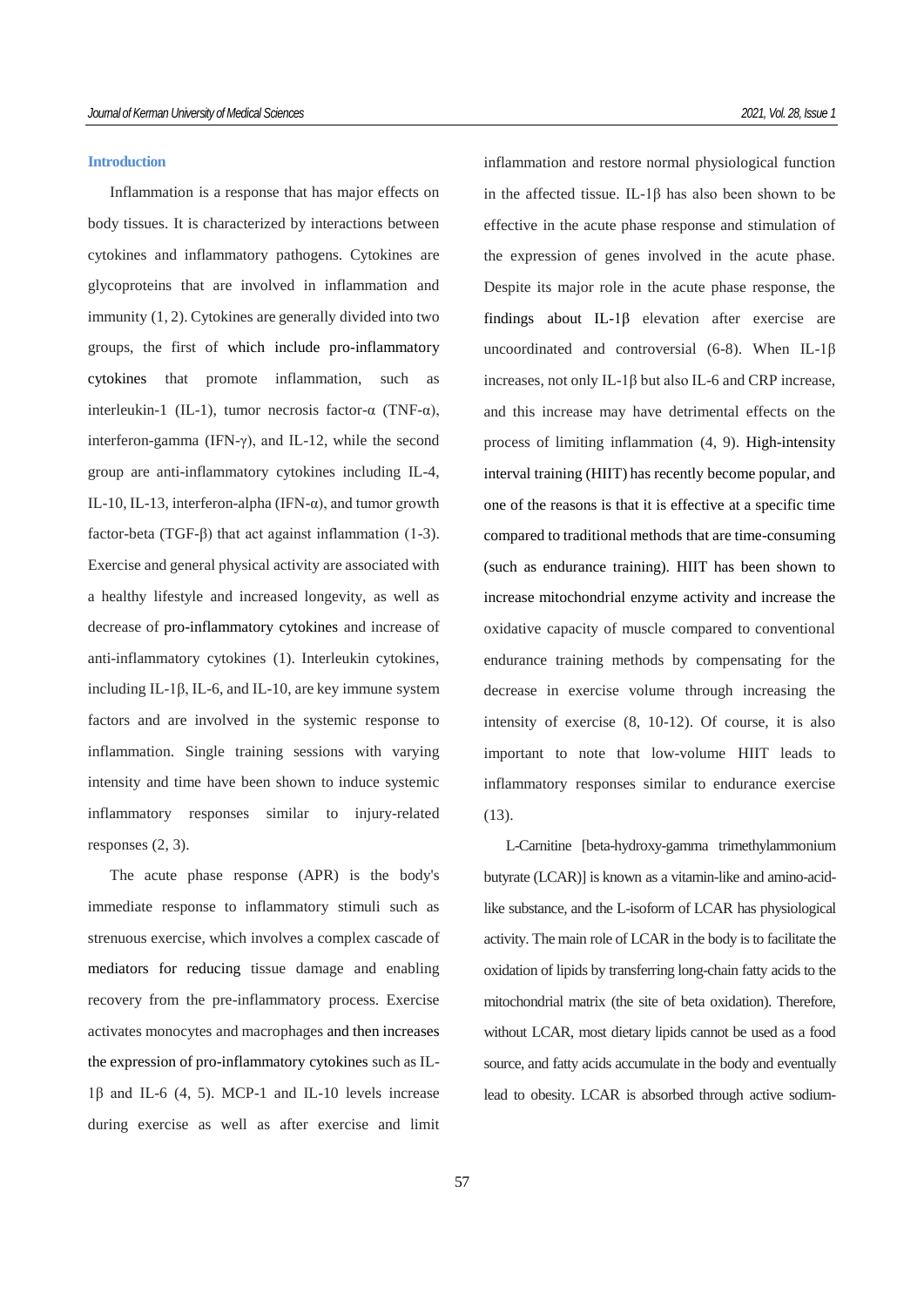## Introduction

Inflammation is a response that has major effects on body tissues. It is characterized by interactions between cytokines and inflammatory pathogens. Cytokines are glycoproteins that are involved in inflammation and immunity (1, 2). Cytokines are generally divided into two groups, the first of which include pro-inflammatory cytokines that promote inflammation, such as interleukin-1 (IL-1), tumor necrosis factor-α (TNF-α), interferon-gamma (IFN-γ), and IL-12, while the second group are anti-inflammatory cytokines including IL-4, IL-10, IL-13, interferon-alpha (IFN-α), and tumor growth factor-beta (TGF-β) that act against inflammation (1-3). Exercise and general physical activity are associated with a healthy lifestyle and increased longevity, as well as decrease of pro-inflammatory cytokines and increase of anti-inflammatory cytokines (1). Interleukin cytokines, including IL-1β, IL-6, and IL-10, are key immune system factors and are involved in the systemic response to inflammation. Single training sessions with varying intensity and time have been shown to induce systemic inflammatory responses similar to injury-related responses (2, 3).

The acute phase response (APR) is the body's immediate response to inflammatory stimuli such as strenuous exercise, which involves a complex cascade of mediators for reducing tissue damage and enabling recovery from the pre-inflammatory process. Exercise activates monocytes and macrophages and then increases the expression of pro-inflammatory cytokines such as IL-1β and IL-6 (4, 5). MCP-1 and IL-10 levels increase during exercise as well as after exercise and limit inflammation and restore normal physiological function in the affected tissue. IL-1β has also been shown to be effective in the acute phase response and stimulation of the expression of genes involved in the acute phase. Despite its major role in the acute phase response, the findings about IL-1β elevation after exercise are uncoordinated and controversial (6-8). When IL-1β increases, not only IL-1β but also IL-6 and CRP increase, and this increase may have detrimental effects on the process of limiting inflammation (4, 9). High-intensity interval training (HIIT) has recently become popular, and one of the reasons is that it is effective at a specific time compared to traditional methods that are time-consuming (such as endurance training). HIIT has been shown to increase mitochondrial enzyme activity and increase the oxidative capacity of muscle compared to conventional endurance training methods by compensating for the decrease in exercise volume through increasing the intensity of exercise (8, 10-12). Of course, it is also important to note that low-volume HIIT leads to inflammatory responses similar to endurance exercise (13).

L-Carnitine [beta-hydroxy-gamma trimethylammonium butyrate (LCAR)] is known as a vitamin-like and amino-acid-like substance, and the L-isoform of LCAR has physiological activity. The main role of LCAR in the body is to facilitate the oxidation of lipids by transferring long-chain fatty acids to the mitochondrial matrix (the site of beta oxidation). Therefore, without LCAR, most dietary lipids cannot be used as a food source, and fatty acids accumulate in the body and eventually lead to obesity. LCAR is absorbed through active sodium-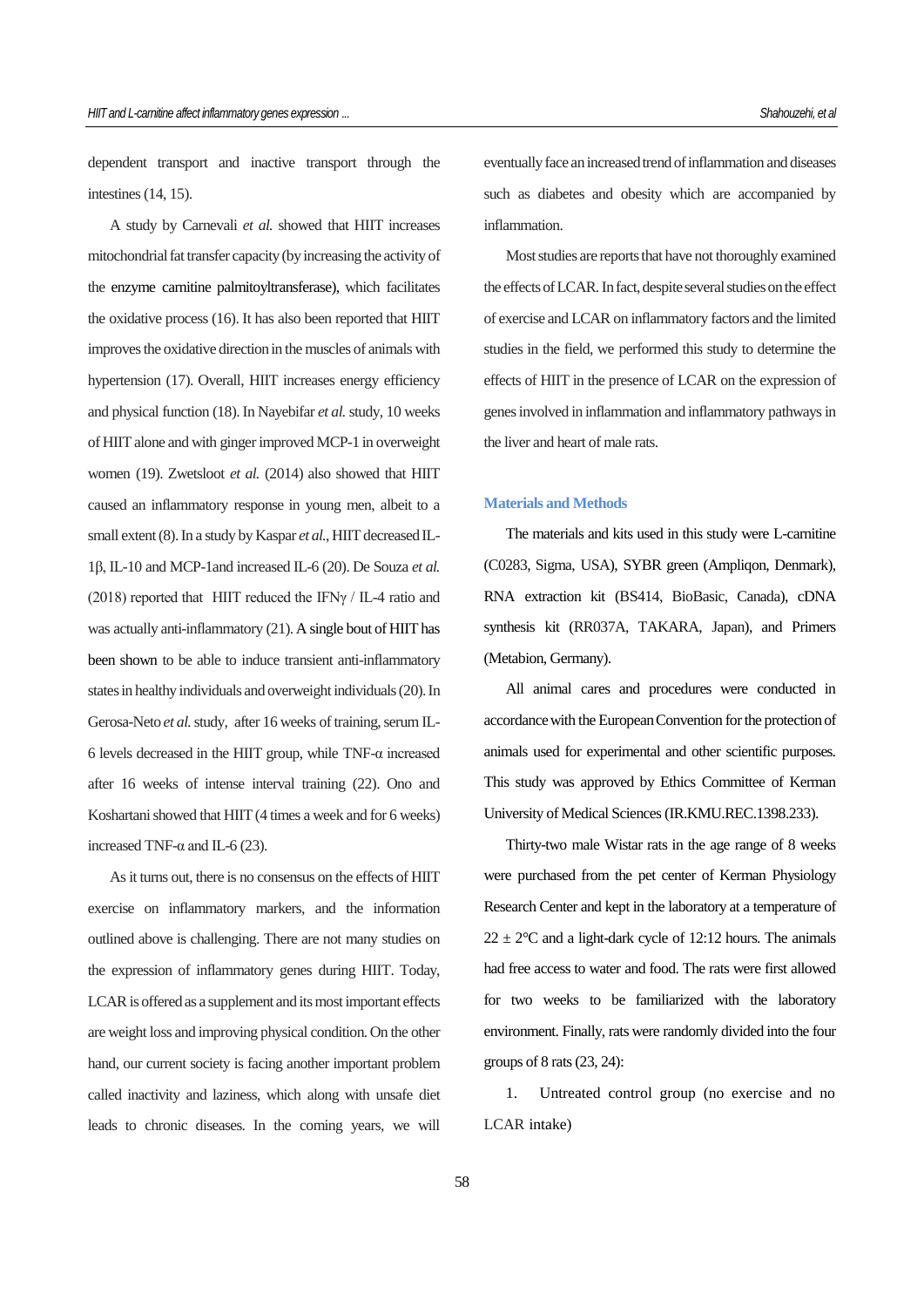dependent transport and inactive transport through the intestines (14, 15).

A study by Carnevali *et al.* showed that HIIT increases mitochondrial fat transfer capacity (by increasing the activity of the enzyme carnitine palmitoyltransferase), which facilitates the oxidative process (16). It has also been reported that HIIT improves the oxidative direction in the muscles of animals with hypertension (17). Overall, HIIT increases energy efficiency and physical function (18). In Nayebifar *et al.* study, 10 weeks of HIIT alone and with ginger improved MCP-1 in overweight women (19). Zwetsloot *et al.* (2014) also showed that HIIT caused an inflammatory response in young men, albeit to a small extent (8). In a study by Kaspar *et al.*, HIIT decreased IL-1β, IL-10 and MCP-1and increased IL-6 (20). De Souza *et al.* (2018) reported that HIIT reduced the IFNγ / IL-4 ratio and was actually anti-inflammatory (21). A single bout of HIIT has been shown to be able to induce transient anti-inflammatory states in healthy individuals and overweight individuals (20). In Gerosa-Neto *et al.* study, after 16 weeks of training, serum IL-6 levels decreased in the HIIT group, while TNF-α increased after 16 weeks of intense interval training (22). Ono and Koshartani showed that HIIT (4 times a week and for 6 weeks) increased TNF-α and IL-6 (23).

As it turns out, there is no consensus on the effects of HIIT exercise on inflammatory markers, and the information outlined above is challenging. There are not many studies on the expression of inflammatory genes during HIIT. Today, LCAR is offered as a supplement and its most important effects are weight loss and improving physical condition. On the other hand, our current society is facing another important problem called inactivity and laziness, which along with unsafe diet leads to chronic diseases. In the coming years, we will eventually face an increased trend of inflammation and diseases such as diabetes and obesity which are accompanied by inflammation.

Most studies are reports that have not thoroughly examined the effects of LCAR. In fact, despite several studies on the effect of exercise and LCAR on inflammatory factors and the limited studies in the field, we performed this study to determine the effects of HIIT in the presence of LCAR on the expression of genes involved in inflammation and inflammatory pathways in the liver and heart of male rats.

## Materials and Methods

The materials and kits used in this study were L-carnitine (C0283, Sigma, USA), SYBR green (Ampliqon, Denmark), RNA extraction kit (BS414, BioBasic, Canada), cDNA synthesis kit (RR037A, TAKARA, Japan), and Primers (Metabion, Germany).

All animal cares and procedures were conducted in accordance with the European Convention for the protection of animals used for experimental and other scientific purposes. This study was approved by Ethics Committee of Kerman University of Medical Sciences (IR.KMU.REC.1398.233).

Thirty-two male Wistar rats in the age range of 8 weeks were purchased from the pet center of Kerman Physiology Research Center and kept in the laboratory at a temperature of 22 ± 2°C and a light-dark cycle of 12:12 hours. The animals had free access to water and food. The rats were first allowed for two weeks to be familiarized with the laboratory environment. Finally, rats were randomly divided into the four groups of 8 rats (23, 24):

1. Untreated control group (no exercise and no LCAR intake)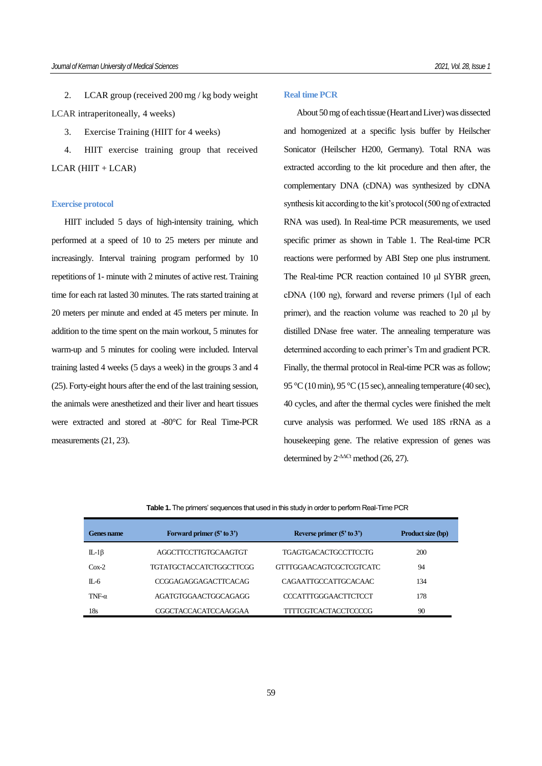2. LCAR group (received 200 mg / kg body weight LCAR intraperitoneally, 4 weeks)
3. Exercise Training (HIIT for 4 weeks)
4. HIIT exercise training group that received LCAR (HIIT + LCAR)

### Exercise protocol

HIIT included 5 days of high-intensity training, which performed at a speed of 10 to 25 meters per minute and increasingly. Interval training program performed by 10 repetitions of 1- minute with 2 minutes of active rest. Training time for each rat lasted 30 minutes. The rats started training at 20 meters per minute and ended at 45 meters per minute. In addition to the time spent on the main workout, 5 minutes for warm-up and 5 minutes for cooling were included. Interval training lasted 4 weeks (5 days a week) in the groups 3 and 4 (25). Forty-eight hours after the end of the last training session, the animals were anesthetized and their liver and heart tissues were extracted and stored at -80°C for Real Time-PCR measurements (21, 23).

### Real time PCR

About 50 mg of each tissue (Heart and Liver) was dissected and homogenized at a specific lysis buffer by Heilscher Sonicator (Heilscher H200, Germany). Total RNA was extracted according to the kit procedure and then after, the complementary DNA (cDNA) was synthesized by cDNA synthesis kit according to the kit's protocol (500 ng of extracted RNA was used). In Real-time PCR measurements, we used specific primer as shown in Table 1. The Real-time PCR reactions were performed by ABI Step one plus instrument. The Real-time PCR reaction contained 10 µl SYBR green, cDNA (100 ng), forward and reverse primers (1µl of each primer), and the reaction volume was reached to 20 µl by distilled DNase free water. The annealing temperature was determined according to each primer's Tm and gradient PCR. Finally, the thermal protocol in Real-time PCR was as follow; 95 °C (10 min), 95 °C (15 sec), annealing temperature (40 sec), 40 cycles, and after the thermal cycles were finished the melt curve analysis was performed. We used 18S rRNA as a housekeeping gene. The relative expression of genes was determined by $2^{-\Delta\Delta Ct}$ method (26, 27).

**Table 1.** The primers' sequences that used in this study in order to perform Real-Time PCR

| Genes name | Forward primer (5' to 3') | Reverse primer (5' to 3') | Product size (bp) |
|---|---|---|---|
| IL-1β | AGGCTTCCTTGTGCAAGTGT | TGAGTGACACTGCCTTCCTG | 200 |
| Cox-2 | TGTATGCTACCATCTGGCTTCGG | GTTTGGAACAGTCGCTCGTCATC | 94 |
| IL-6 | CCGGAGAGGAGACTTCACAG | CAGAATTGCCATTGCACAAC | 134 |
| TNF-α | AGATGTGGAACTGGCAGAGG | CCCATTTGGGAACTTCTCCT | 178 |
| 18s | CGGCTACCACATCCAAGGAA | TTTTCGTCACTACCTCCCCG | 90 |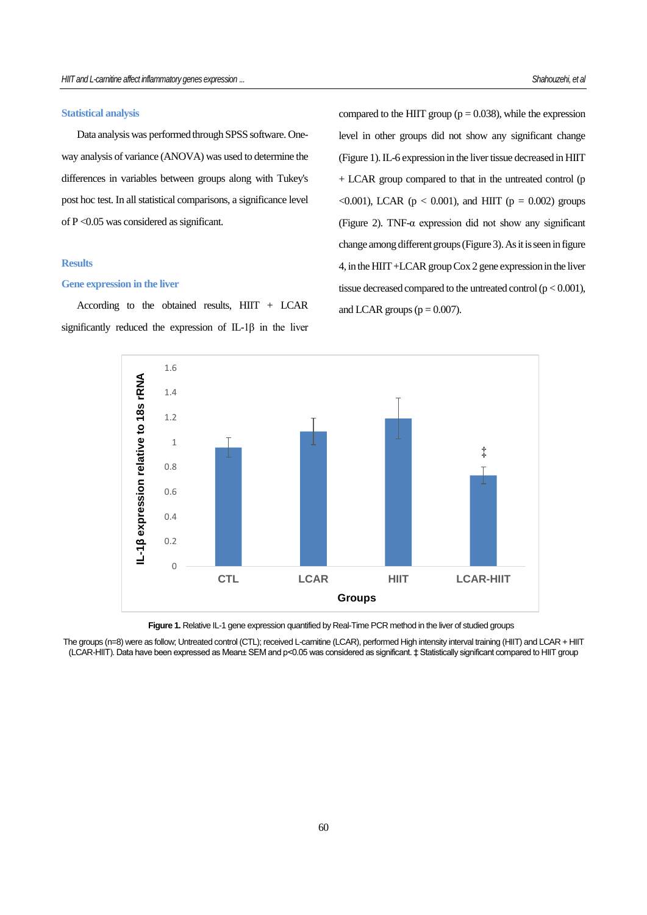### Statistical analysis

Data analysis was performed through SPSS software. One-way analysis of variance (ANOVA) was used to determine the differences in variables between groups along with Tukey's post hoc test. In all statistical comparisons, a significance level of P <0.05 was considered as significant.

## Results

### Gene expression in the liver

According to the obtained results, HIIT + LCAR significantly reduced the expression of IL-1β in the liver compared to the HIIT group (p = 0.038), while the expression level in other groups did not show any significant change (Figure 1). IL-6 expression in the liver tissue decreased in HIIT + LCAR group compared to that in the untreated control (p <0.001), LCAR (p < 0.001), and HIIT (p = 0.002) groups (Figure 2). TNF-α expression did not show any significant change among different groups (Figure 3). As it is seen in figure 4, in the HIIT +LCAR group Cox 2 gene expression in the liver tissue decreased compared to the untreated control (p < 0.001), and LCAR groups (p = 0.007).

**Figure 1.** Relative IL-1 gene expression quantified by Real-Time PCR method in the liver of studied groups

The groups (n=8) were as follow; Untreated control (CTL); received L-carnitine (LCAR), performed High intensity interval training (HIIT) and LCAR + HIIT (LCAR-HIIT). Data have been expressed as Mean± SEM and p<0.05 was considered as significant. ‡ Statistically significant compared to HIIT group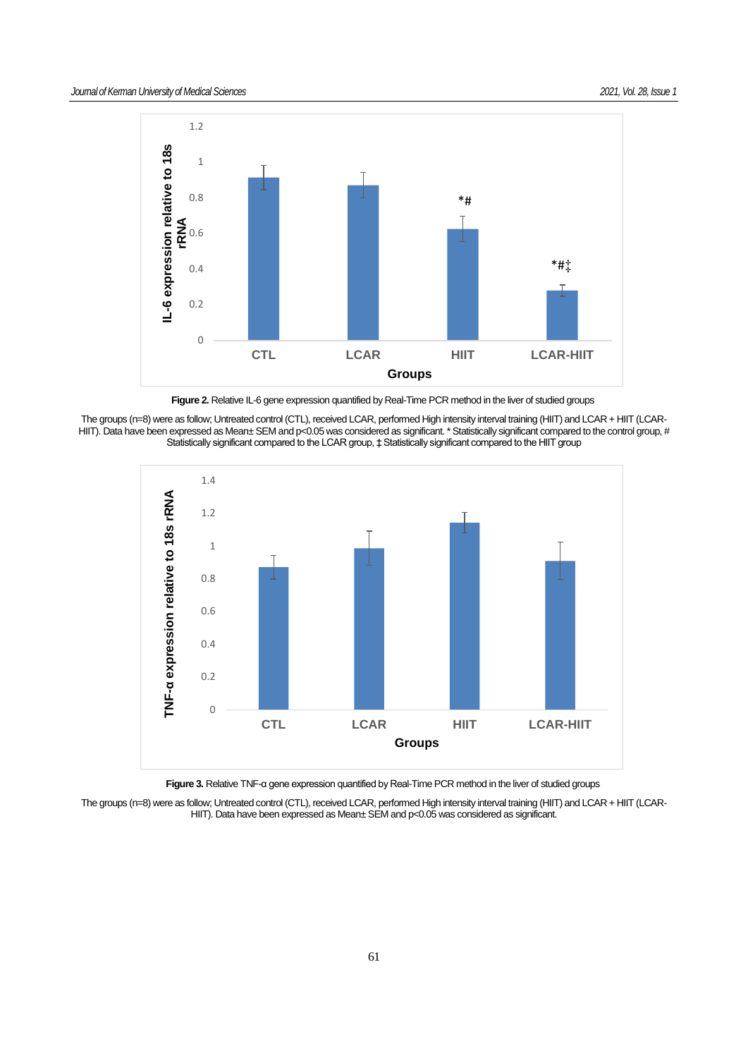**Figure 2.** Relative IL-6 gene expression quantified by Real-Time PCR method in the liver of studied groups

The groups (n=8) were as follow; Untreated control (CTL), received LCAR, performed High intensity interval training (HIIT) and LCAR + HIIT (LCAR-HIIT). Data have been expressed as Mean± SEM and p<0.05 was considered as significant. * Statistically significant compared to the control group, # Statistically significant compared to the LCAR group, ‡ Statistically significant compared to the HIIT group

**Figure 3.** Relative TNF-α gene expression quantified by Real-Time PCR method in the liver of studied groups

The groups (n=8) were as follow; Untreated control (CTL), received LCAR, performed High intensity interval training (HIIT) and LCAR + HIIT (LCAR-HIIT). Data have been expressed as Mean± SEM and p<0.05 was considered as significant.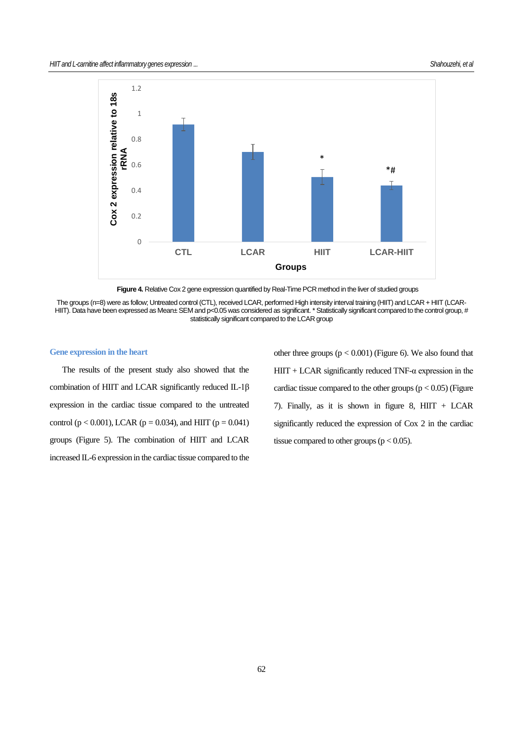**Figure 4.** Relative Cox 2 gene expression quantified by Real-Time PCR method in the liver of studied groups

The groups (n=8) were as follow; Untreated control (CTL), received LCAR, performed High intensity interval training (HIIT) and LCAR + HIIT (LCAR-HIIT). Data have been expressed as Mean± SEM and p<0.05 was considered as significant. * Statistically significant compared to the control group, # statistically significant compared to the LCAR group

### Gene expression in the heart

The results of the present study also showed that the combination of HIIT and LCAR significantly reduced IL-1β expression in the cardiac tissue compared to the untreated control ($p < 0.001$), LCAR ($p = 0.034$), and HIIT ($p = 0.041$) groups (Figure 5). The combination of HIIT and LCAR increased IL-6 expression in the cardiac tissue compared to the other three groups ($p < 0.001$) (Figure 6). We also found that HIIT + LCAR significantly reduced TNF-α expression in the cardiac tissue compared to the other groups ($p < 0.05$) (Figure 7). Finally, as it is shown in figure 8, HIIT + LCAR significantly reduced the expression of Cox 2 in the cardiac tissue compared to other groups ($p < 0.05$).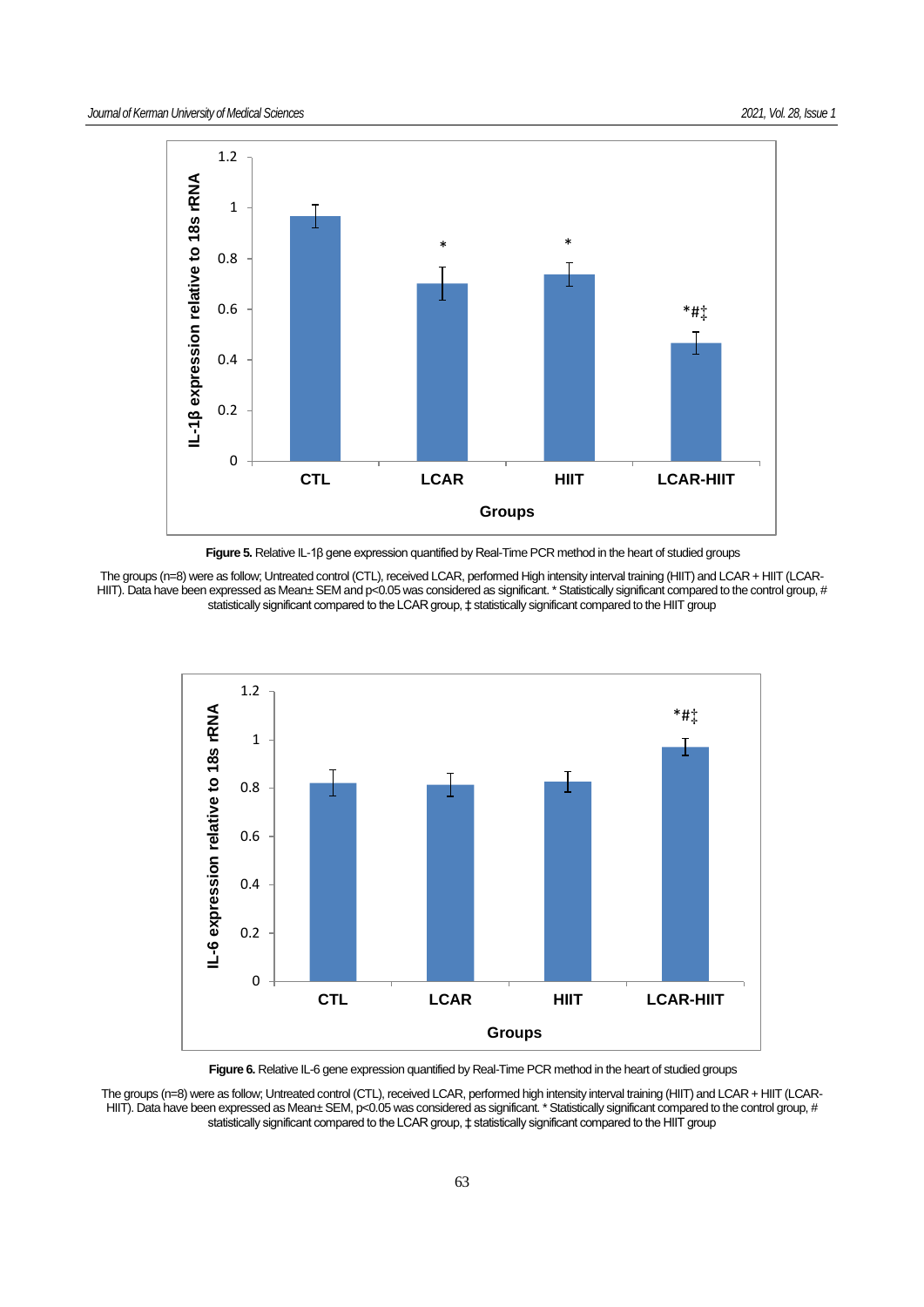**Figure 5.** Relative IL-1β gene expression quantified by Real-Time PCR method in the heart of studied groups

The groups (n=8) were as follow; Untreated control (CTL), received LCAR, performed High intensity interval training (HIIT) and LCAR + HIIT (LCAR-HIIT). Data have been expressed as Mean± SEM and $p<0.05$ was considered as significant. * Statistically significant compared to the control group, # statistically significant compared to the LCAR group, ‡ statistically significant compared to the HIIT group

**Figure 6.** Relative IL-6 gene expression quantified by Real-Time PCR method in the heart of studied groups

The groups (n=8) were as follow; Untreated control (CTL), received LCAR, performed high intensity interval training (HIIT) and LCAR + HIIT (LCAR-HIIT). Data have been expressed as Mean± SEM, $p<0.05$ was considered as significant. * Statistically significant compared to the control group, # statistically significant compared to the LCAR group, ‡ statistically significant compared to the HIIT group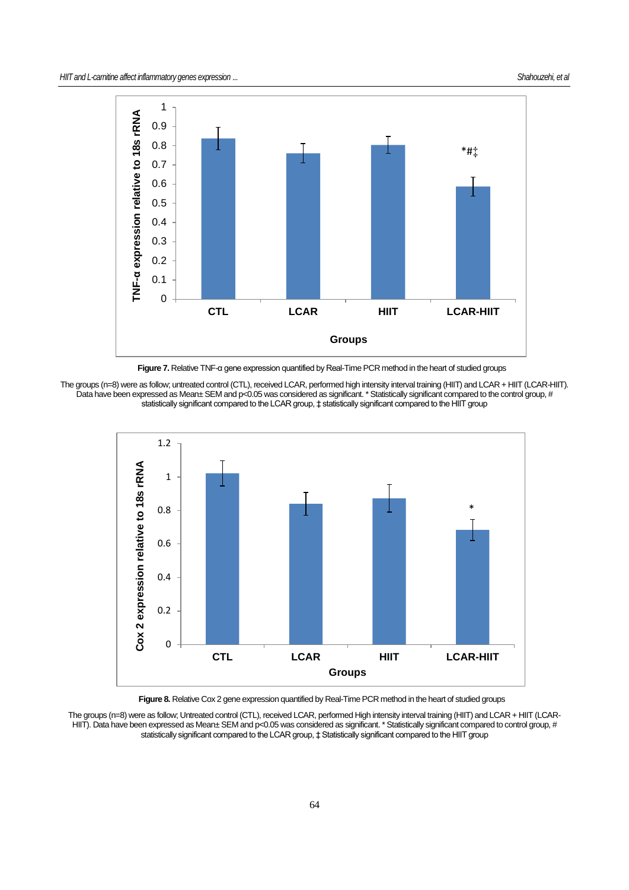**Figure 7.** Relative TNF-α gene expression quantified by Real-Time PCR method in the heart of studied groups

The groups (n=8) were as follow; untreated control (CTL), received LCAR, performed high intensity interval training (HIIT) and LCAR + HIIT (LCAR-HIIT). Data have been expressed as Mean± SEM and $p<0.05$ was considered as significant. * Statistically significant compared to the control group, # statistically significant compared to the LCAR group, ‡ statistically significant compared to the HIIT group

**Figure 8.** Relative Cox 2 gene expression quantified by Real-Time PCR method in the heart of studied groups

The groups (n=8) were as follow; Untreated control (CTL), received LCAR, performed High intensity interval training (HIIT) and LCAR + HIIT (LCAR-HIIT). Data have been expressed as Mean± SEM and $p<0.05$ was considered as significant. * Statistically significant compared to control group, # statistically significant compared to the LCAR group, ‡ Statistically significant compared to the HIIT group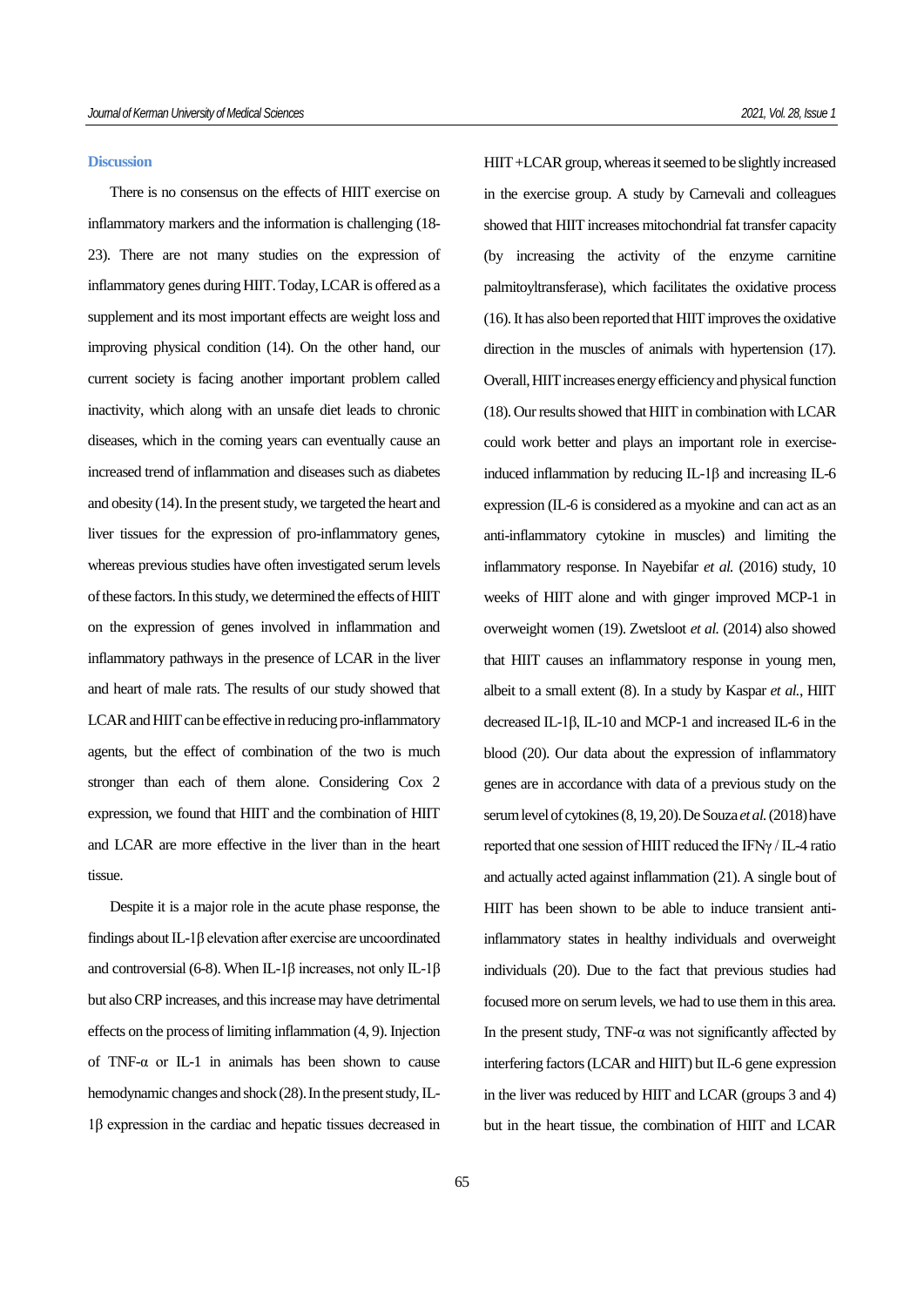## Discussion

There is no consensus on the effects of HIIT exercise on inflammatory markers and the information is challenging (18-23). There are not many studies on the expression of inflammatory genes during HIIT. Today, LCAR is offered as a supplement and its most important effects are weight loss and improving physical condition (14). On the other hand, our current society is facing another important problem called inactivity, which along with an unsafe diet leads to chronic diseases, which in the coming years can eventually cause an increased trend of inflammation and diseases such as diabetes and obesity (14). In the present study, we targeted the heart and liver tissues for the expression of pro-inflammatory genes, whereas previous studies have often investigated serum levels of these factors. In this study, we determined the effects of HIIT on the expression of genes involved in inflammation and inflammatory pathways in the presence of LCAR in the liver and heart of male rats. The results of our study showed that LCAR and HIIT can be effective in reducing pro-inflammatory agents, but the effect of combination of the two is much stronger than each of them alone. Considering Cox 2 expression, we found that HIIT and the combination of HIIT and LCAR are more effective in the liver than in the heart tissue.

Despite it is a major role in the acute phase response, the findings about IL-1β elevation after exercise are uncoordinated and controversial (6-8). When IL-1β increases, not only IL-1β but also CRP increases, and this increase may have detrimental effects on the process of limiting inflammation (4, 9). Injection of TNF-α or IL-1 in animals has been shown to cause hemodynamic changes and shock (28). In the present study, IL-1β expression in the cardiac and hepatic tissues decreased in HIIT +LCAR group, whereas it seemed to be slightly increased in the exercise group. A study by Carnevali and colleagues showed that HIIT increases mitochondrial fat transfer capacity (by increasing the activity of the enzyme carnitine palmitoyltransferase), which facilitates the oxidative process (16). It has also been reported that HIIT improves the oxidative direction in the muscles of animals with hypertension (17). Overall, HIIT increases energy efficiency and physical function (18). Our results showed that HIIT in combination with LCAR could work better and plays an important role in exercise-induced inflammation by reducing IL-1β and increasing IL-6 expression (IL-6 is considered as a myokine and can act as an anti-inflammatory cytokine in muscles) and limiting the inflammatory response. In Nayebifar *et al.* (2016) study, 10 weeks of HIIT alone and with ginger improved MCP-1 in overweight women (19). Zwetsloot *et al.* (2014) also showed that HIIT causes an inflammatory response in young men, albeit to a small extent (8). In a study by Kaspar *et al.*, HIIT decreased IL-1β, IL-10 and MCP-1 and increased IL-6 in the blood (20). Our data about the expression of inflammatory genes are in accordance with data of a previous study on the serum level of cytokines (8, 19, 20). De Souza *et al.* (2018) have reported that one session of HIIT reduced the IFNγ / IL-4 ratio and actually acted against inflammation (21). A single bout of HIIT has been shown to be able to induce transient anti-inflammatory states in healthy individuals and overweight individuals (20). Due to the fact that previous studies had focused more on serum levels, we had to use them in this area. In the present study, TNF-α was not significantly affected by interfering factors (LCAR and HIIT) but IL-6 gene expression in the liver was reduced by HIIT and LCAR (groups 3 and 4) but in the heart tissue, the combination of HIIT and LCAR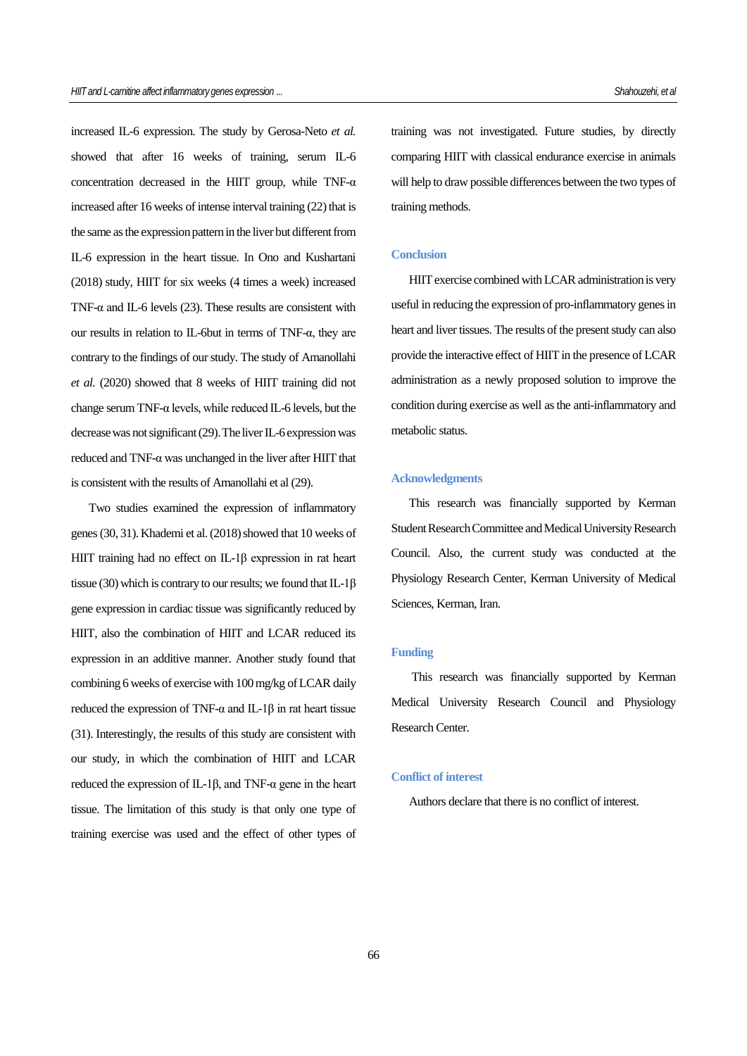increased IL-6 expression. The study by Gerosa-Neto *et al.* showed that after 16 weeks of training, serum IL-6 concentration decreased in the HIIT group, while TNF-α increased after 16 weeks of intense interval training (22) that is the same as the expression pattern in the liver but different from IL-6 expression in the heart tissue. In Ono and Kushartani (2018) study, HIIT for six weeks (4 times a week) increased TNF-α and IL-6 levels (23). These results are consistent with our results in relation to IL-6but in terms of TNF-α, they are contrary to the findings of our study. The study of Amanollahi *et al.* (2020) showed that 8 weeks of HIIT training did not change serum TNF-α levels, while reduced IL-6 levels, but the decrease was not significant (29). The liver IL-6 expression was reduced and TNF-α was unchanged in the liver after HIIT that is consistent with the results of Amanollahi et al (29).

Two studies examined the expression of inflammatory genes (30, 31). Khademi et al. (2018) showed that 10 weeks of HIIT training had no effect on IL-1β expression in rat heart tissue (30) which is contrary to our results; we found that IL-1β gene expression in cardiac tissue was significantly reduced by HIIT, also the combination of HIIT and LCAR reduced its expression in an additive manner. Another study found that combining 6 weeks of exercise with 100 mg/kg of LCAR daily reduced the expression of TNF-α and IL-1β in rat heart tissue (31). Interestingly, the results of this study are consistent with our study, in which the combination of HIIT and LCAR reduced the expression of IL-1β, and TNF-α gene in the heart tissue. The limitation of this study is that only one type of training exercise was used and the effect of other types of training was not investigated. Future studies, by directly comparing HIIT with classical endurance exercise in animals will help to draw possible differences between the two types of training methods.

## Conclusion

HIIT exercise combined with LCAR administration is very useful in reducing the expression of pro-inflammatory genes in heart and liver tissues. The results of the present study can also provide the interactive effect of HIIT in the presence of LCAR administration as a newly proposed solution to improve the condition during exercise as well as the anti-inflammatory and metabolic status.

## Acknowledgments

This research was financially supported by Kerman Student Research Committee and Medical University Research Council. Also, the current study was conducted at the Physiology Research Center, Kerman University of Medical Sciences, Kerman, Iran.

## Funding

This research was financially supported by Kerman Medical University Research Council and Physiology Research Center.

## Conflict of interest

Authors declare that there is no conflict of interest.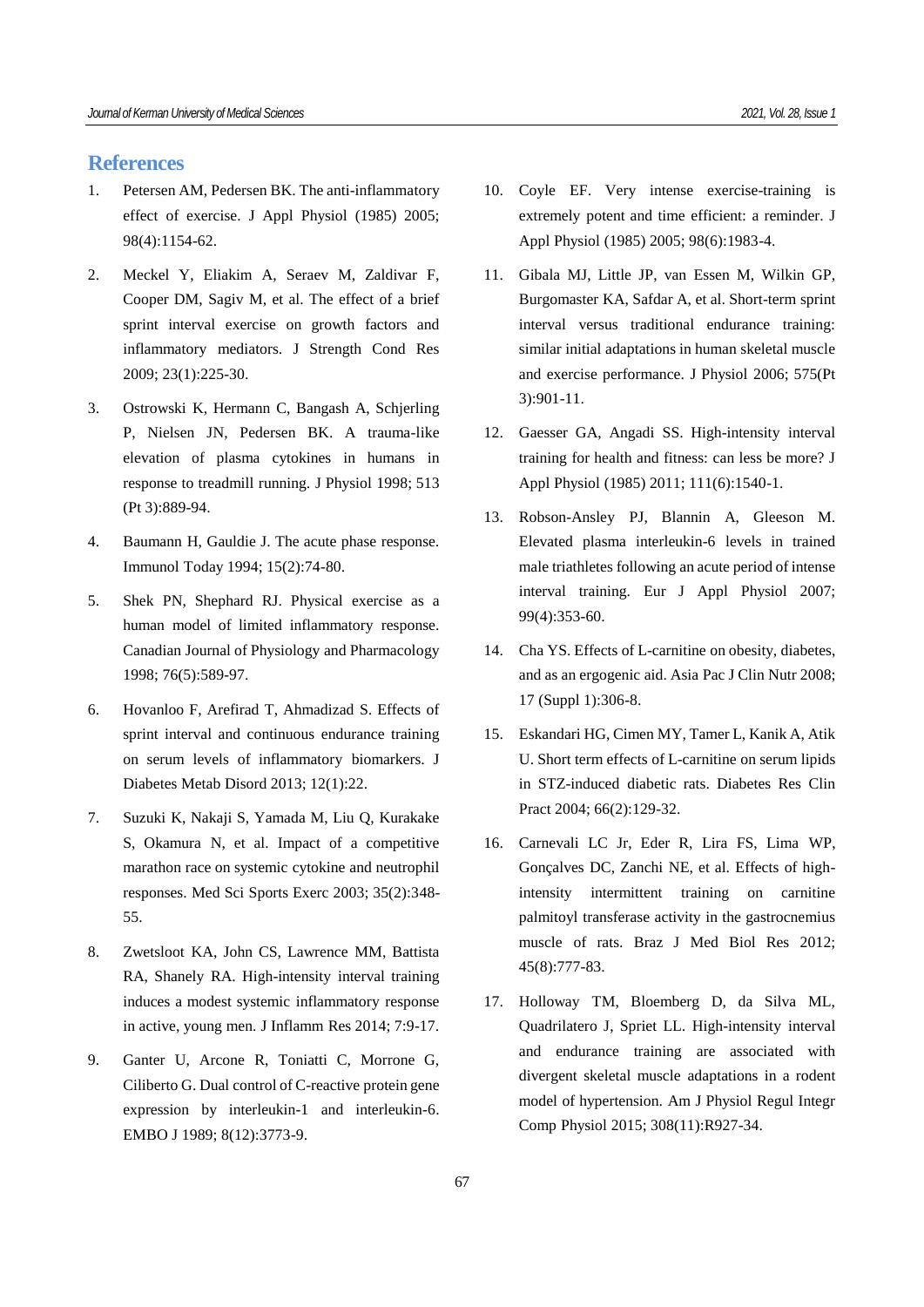## References

1. Petersen AM, Pedersen BK. The anti-inflammatory effect of exercise. J Appl Physiol (1985) 2005; 98(4):1154-62.
2. Meckel Y, Eliakim A, Seraev M, Zaldivar F, Cooper DM, Sagiv M, et al. The effect of a brief sprint interval exercise on growth factors and inflammatory mediators. J Strength Cond Res 2009; 23(1):225-30.
3. Ostrowski K, Hermann C, Bangash A, Schjerling P, Nielsen JN, Pedersen BK. A trauma-like elevation of plasma cytokines in humans in response to treadmill running. J Physiol 1998; 513 (Pt 3):889-94.
4. Baumann H, Gauldie J. The acute phase response. Immunol Today 1994; 15(2):74-80.
5. Shek PN, Shephard RJ. Physical exercise as a human model of limited inflammatory response. Canadian Journal of Physiology and Pharmacology 1998; 76(5):589-97.
6. Hovanloo F, Arefirad T, Ahmadizad S. Effects of sprint interval and continuous endurance training on serum levels of inflammatory biomarkers. J Diabetes Metab Disord 2013; 12(1):22.
7. Suzuki K, Nakaji S, Yamada M, Liu Q, Kurakake S, Okamura N, et al. Impact of a competitive marathon race on systemic cytokine and neutrophil responses. Med Sci Sports Exerc 2003; 35(2):348-55.
8. Zwetsloot KA, John CS, Lawrence MM, Battista RA, Shanely RA. High-intensity interval training induces a modest systemic inflammatory response in active, young men. J Inflamm Res 2014; 7:9-17.
9. Ganter U, Arcone R, Toniatti C, Morrone G, Ciliberto G. Dual control of C-reactive protein gene expression by interleukin-1 and interleukin-6. EMBO J 1989; 8(12):3773-9.
10. Coyle EF. Very intense exercise-training is extremely potent and time efficient: a reminder. J Appl Physiol (1985) 2005; 98(6):1983-4.
11. Gibala MJ, Little JP, van Essen M, Wilkin GP, Burgomaster KA, Safdar A, et al. Short-term sprint interval versus traditional endurance training: similar initial adaptations in human skeletal muscle and exercise performance. J Physiol 2006; 575(Pt 3):901-11.
12. Gaesser GA, Angadi SS. High-intensity interval training for health and fitness: can less be more? J Appl Physiol (1985) 2011; 111(6):1540-1.
13. Robson-Ansley PJ, Blannin A, Gleeson M. Elevated plasma interleukin-6 levels in trained male triathletes following an acute period of intense interval training. Eur J Appl Physiol 2007; 99(4):353-60.
14. Cha YS. Effects of L-carnitine on obesity, diabetes, and as an ergogenic aid. Asia Pac J Clin Nutr 2008; 17 (Suppl 1):306-8.
15. Eskandari HG, Cimen MY, Tamer L, Kanik A, Atik U. Short term effects of L-carnitine on serum lipids in STZ-induced diabetic rats. Diabetes Res Clin Pract 2004; 66(2):129-32.
16. Carnevali LC Jr, Eder R, Lira FS, Lima WP, Gonçalves DC, Zanchi NE, et al. Effects of high-intensity intermittent training on carnitine palmitoyl transferase activity in the gastrocnemius muscle of rats. Braz J Med Biol Res 2012; 45(8):777-83.
17. Holloway TM, Bloemberg D, da Silva ML, Quadrilatero J, Spriet LL. High-intensity interval and endurance training are associated with divergent skeletal muscle adaptations in a rodent model of hypertension. Am J Physiol Regul Integr Comp Physiol 2015; 308(11):R927-34.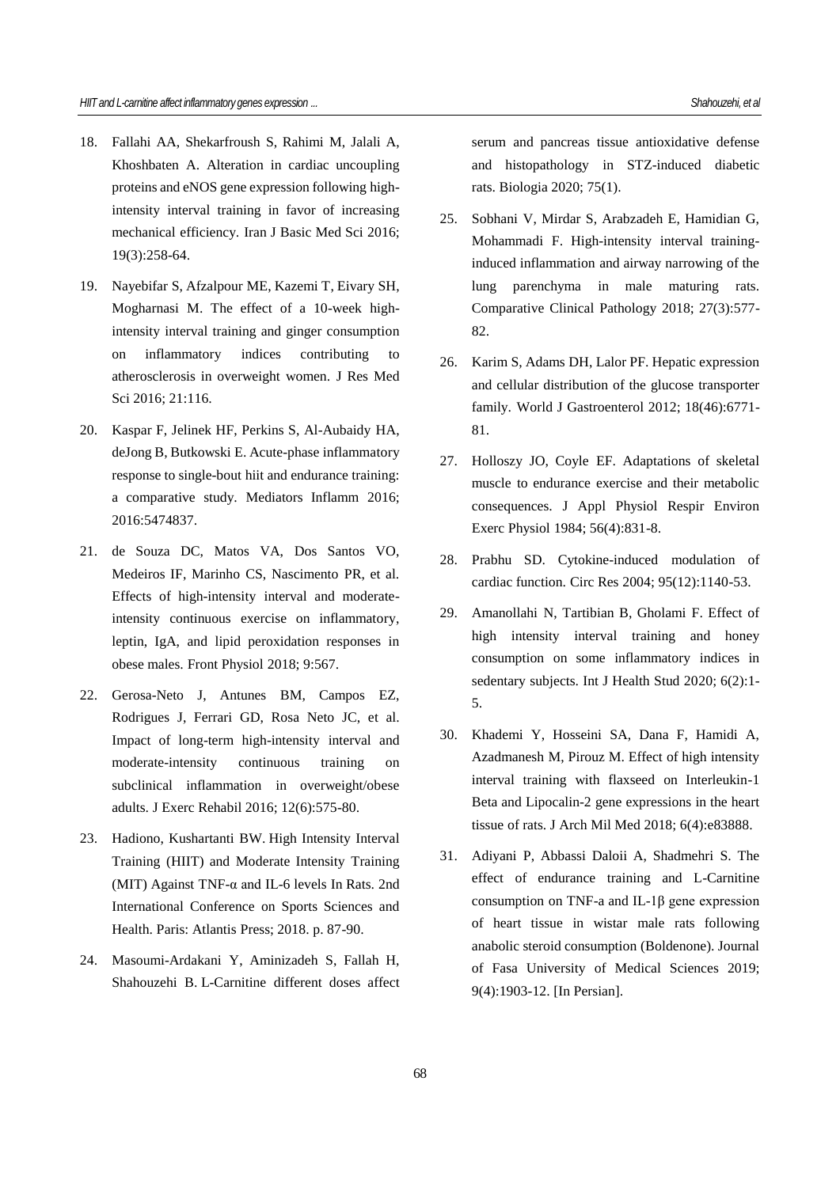18. Fallahi AA, Shekarfroush S, Rahimi M, Jalali A, Khoshbaten A. Alteration in cardiac uncoupling proteins and eNOS gene expression following high-intensity interval training in favor of increasing mechanical efficiency. Iran J Basic Med Sci 2016; 19(3):258-64.

19. Nayebifar S, Afzalpour ME, Kazemi T, Eivary SH, Mogharnasi M. The effect of a 10-week high-intensity interval training and ginger consumption on inflammatory indices contributing to atherosclerosis in overweight women. J Res Med Sci 2016; 21:116.

20. Kaspar F, Jelinek HF, Perkins S, Al-Aubaidy HA, deJong B, Butkowski E. Acute-phase inflammatory response to single-bout hiit and endurance training: a comparative study. Mediators Inflamm 2016; 2016:5474837.

21. de Souza DC, Matos VA, Dos Santos VO, Medeiros IF, Marinho CS, Nascimento PR, et al. Effects of high-intensity interval and moderate-intensity continuous exercise on inflammatory, leptin, IgA, and lipid peroxidation responses in obese males. Front Physiol 2018; 9:567.

22. Gerosa-Neto J, Antunes BM, Campos EZ, Rodrigues J, Ferrari GD, Rosa Neto JC, et al. Impact of long-term high-intensity interval and moderate-intensity continuous training on subclinical inflammation in overweight/obese adults. J Exerc Rehabil 2016; 12(6):575-80.

23. Hadiono, Kushartanti BW. High Intensity Interval Training (HIIT) and Moderate Intensity Training (MIT) Against TNF-α and IL-6 levels In Rats. 2nd International Conference on Sports Sciences and Health. Paris: Atlantis Press; 2018. p. 87-90.

24. Masoumi-Ardakani Y, Aminizadeh S, Fallah H, Shahouzehi B. L-Carnitine different doses affect serum and pancreas tissue antioxidative defense and histopathology in STZ-induced diabetic rats. Biologia 2020; 75(1).

25. Sobhani V, Mirdar S, Arabzadeh E, Hamidian G, Mohammadi F. High-intensity interval training-induced inflammation and airway narrowing of the lung parenchyma in male maturing rats. Comparative Clinical Pathology 2018; 27(3):577-82.

26. Karim S, Adams DH, Lalor PF. Hepatic expression and cellular distribution of the glucose transporter family. World J Gastroenterol 2012; 18(46):6771-81.

27. Holloszy JO, Coyle EF. Adaptations of skeletal muscle to endurance exercise and their metabolic consequences. J Appl Physiol Respir Environ Exerc Physiol 1984; 56(4):831-8.

28. Prabhu SD. Cytokine-induced modulation of cardiac function. Circ Res 2004; 95(12):1140-53.

29. Amanollahi N, Tartibian B, Gholami F. Effect of high intensity interval training and honey consumption on some inflammatory indices in sedentary subjects. Int J Health Stud 2020; 6(2):1-5.

30. Khademi Y, Hosseini SA, Dana F, Hamidi A, Azadmanesh M, Pirouz M. Effect of high intensity interval training with flaxseed on Interleukin-1 Beta and Lipocalin-2 gene expressions in the heart tissue of rats. J Arch Mil Med 2018; 6(4):e83888.

31. Adiyani P, Abbassi Daloii A, Shadmehri S. The effect of endurance training and L-Carnitine consumption on TNF-a and IL-1β gene expression of heart tissue in wistar male rats following anabolic steroid consumption (Boldenone). Journal of Fasa University of Medical Sciences 2019; 9(4):1903-12. [In Persian].